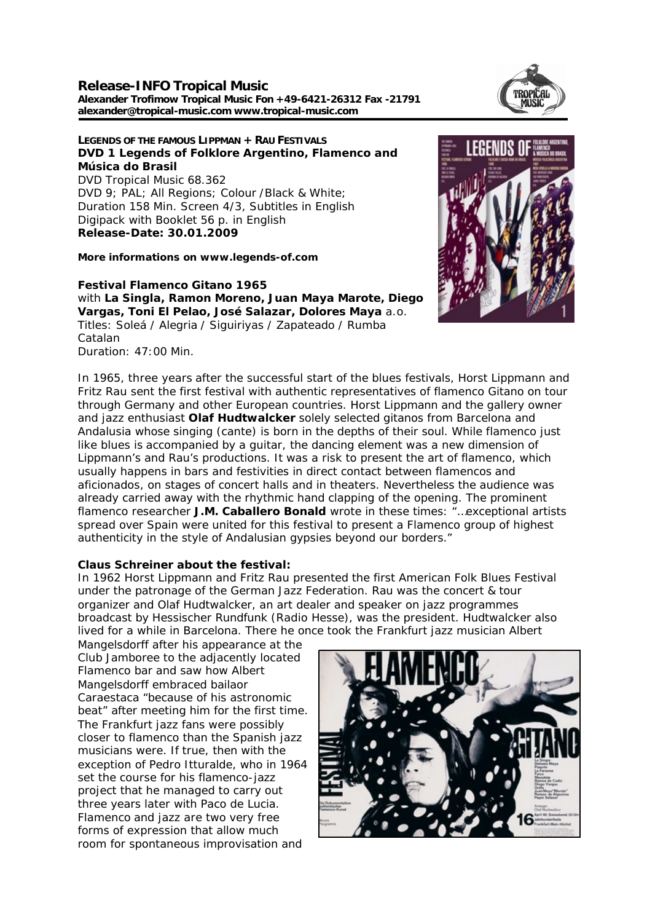**Release-INFO Tropical Music**
**Alexander Trofimow Tropical Music Fon +49-6421-26312 Fax -21791**
**alexander@tropical-music.com www.tropical-music.com**

**LEGENDS OF THE FAMOUS LIPPMAN + RAU FESTIVALS**
**DVD 1 Legends of Folklore Argentino, Flamenco and Música do Brasil**
DVD Tropical Music 68.362
DVD 9; PAL; All Regions; Colour /Black & White;
Duration 158 Min. Screen 4/3, Subtitles in English
Digipack with Booklet 56 p. in English
**Release-Date: 30.01.2009**

**More informations on www.legends-of.com**

**Festival Flamenco Gitano 1965**
with **La Singla, Ramon Moreno, Juan Maya Marote, Diego Vargas, Toni El Pelao, José Salazar, Dolores Maya** a.o.
Titles: Soleá / Alegria / Siguiriyas / Zapateado / Rumba Catalan
Duration: 47:00 Min.

In 1965, three years after the successful start of the blues festivals, Horst Lippmann and Fritz Rau sent the first festival with authentic representatives of flamenco Gitano on tour through Germany and other European countries. Horst Lippmann and the gallery owner and jazz enthusiast **Olaf Hudtwalcker** solely selected gitanos from Barcelona and Andalusia whose singing (cante) is born in the depths of their soul. While flamenco just like blues is accompanied by a guitar, the dancing element was a new dimension of Lippmann's and Rau's productions. It was a risk to present the art of flamenco, which usually happens in bars and festivities in direct contact between flamencos and aficionados, on stages of concert halls and in theaters. Nevertheless the audience was already carried away with the rhythmic hand clapping of the opening. The prominent flamenco researcher **J.M. Caballero Bonald** wrote in these times: "…exceptional artists spread over Spain were united for this festival to present a Flamenco group of highest authenticity in the style of Andalusian gypsies beyond our borders."

**Claus Schreiner about the festival:**
In 1962 Horst Lippmann and Fritz Rau presented the first American Folk Blues Festival under the patronage of the German Jazz Federation. Rau was the concert & tour organizer and Olaf Hudtwalcker, an art dealer and speaker on jazz programmes broadcast by Hessischer Rundfunk (Radio Hesse), was the president. Hudtwalcker also lived for a while in Barcelona. There he once took the Frankfurt jazz musician Albert Mangelsdorff after his appearance at the Club Jamboree to the adjacently located Flamenco bar and saw how Albert Mangelsdorff embraced bailaor Caraestaca "because of his astronomic beat" after meeting him for the first time. The Frankfurt jazz fans were possibly closer to flamenco than the Spanish jazz musicians were. If true, then with the exception of Pedro Itturalde, who in 1964 set the course for his flamenco-jazz project that he managed to carry out three years later with Paco de Lucia. Flamenco and jazz are two very free forms of expression that allow much room for spontaneous improvisation and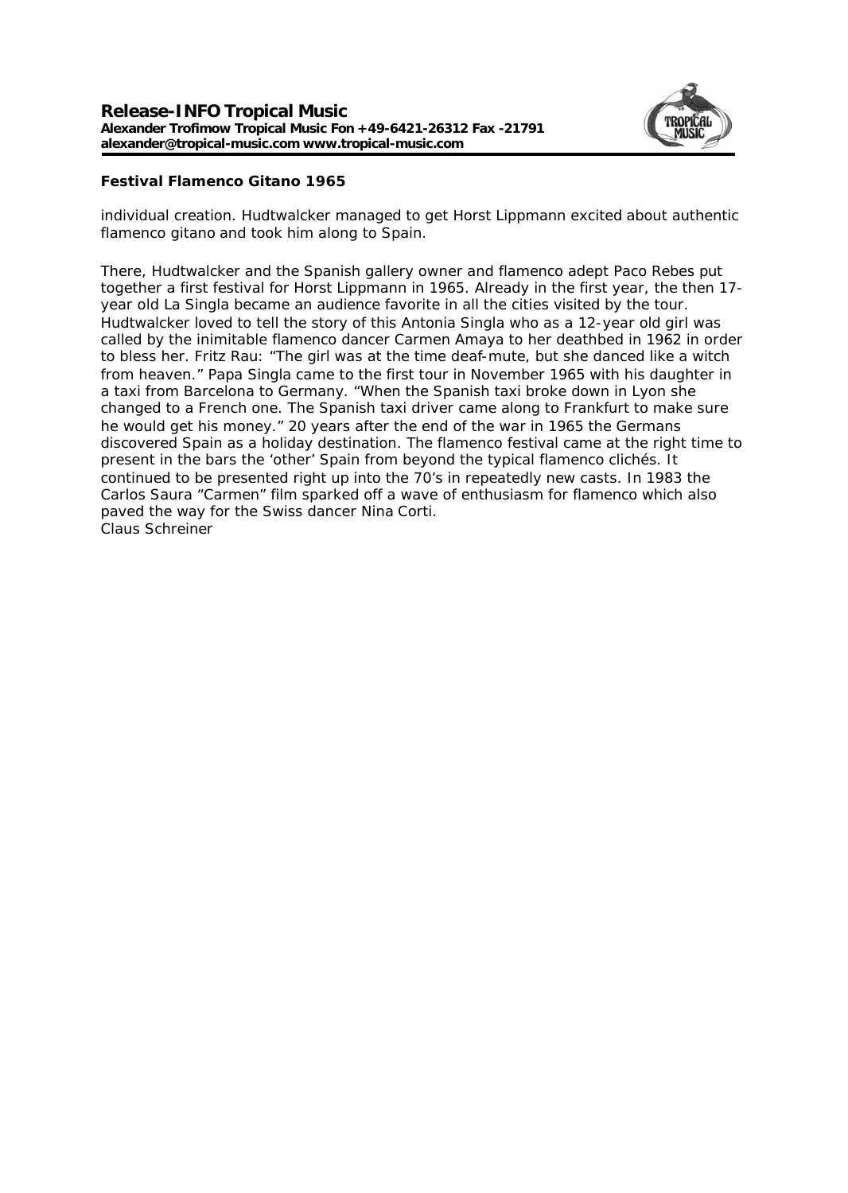**Festival Flamenco Gitano 1965**

individual creation. Hudtwalcker managed to get Horst Lippmann excited about authentic flamenco gitano and took him along to Spain.

There, Hudtwalcker and the Spanish gallery owner and flamenco adept Paco Rebes put together a first festival for Horst Lippmann in 1965. Already in the first year, the then 17-year old La Singla became an audience favorite in all the cities visited by the tour. Hudtwalcker loved to tell the story of this Antonia Singla who as a 12-year old girl was called by the inimitable flamenco dancer Carmen Amaya to her deathbed in 1962 in order to bless her. Fritz Rau: "The girl was at the time deaf-mute, but she danced like a witch from heaven." Papa Singla came to the first tour in November 1965 with his daughter in a taxi from Barcelona to Germany. "When the Spanish taxi broke down in Lyon she changed to a French one. The Spanish taxi driver came along to Frankfurt to make sure he would get his money." 20 years after the end of the war in 1965 the Germans discovered Spain as a holiday destination. The flamenco festival came at the right time to present in the bars the 'other' Spain from beyond the typical flamenco clichés. It continued to be presented right up into the 70's in repeatedly new casts. In 1983 the Carlos Saura "Carmen" film sparked off a wave of enthusiasm for flamenco which also paved the way for the Swiss dancer Nina Corti.
Claus Schreiner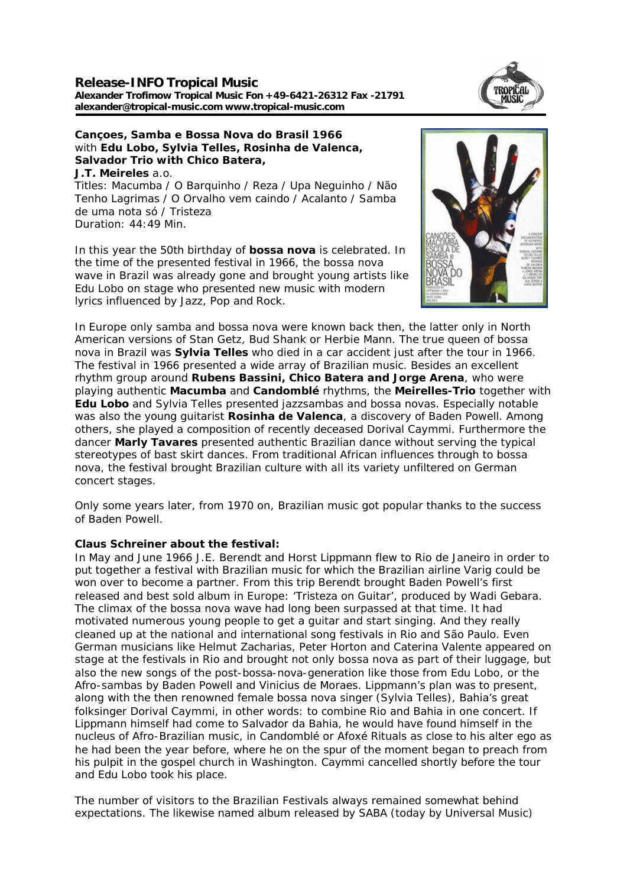# Release-INFO Tropical Music

**Alexander Trofimow Tropical Music Fon +49-6421-26312 Fax -21791**
**alexander@tropical-music.com www.tropical-music.com**

**Cançoes, Samba e Bossa Nova do Brasil 1966**
with **Edu Lobo, Sylvia Telles, Rosinha de Valenca, Salvador Trio with Chico Batera, J.T. Meireles** a.o.
Titles: Macumba / O Barquinho / Reza / Upa Neguinho / Não Tenho Lagrimas / O Orvalho vem caindo / Acalanto / Samba de uma nota só / Tristeza
Duration: 44:49 Min.

In this year the 50th birthday of **bossa nova** is celebrated. In the time of the presented festival in 1966, the bossa nova wave in Brazil was already gone and brought young artists like Edu Lobo on stage who presented new music with modern lyrics influenced by Jazz, Pop and Rock.

In Europe only samba and bossa nova were known back then, the latter only in North American versions of Stan Getz, Bud Shank or Herbie Mann. The true queen of bossa nova in Brazil was **Sylvia Telles** who died in a car accident just after the tour in 1966. The festival in 1966 presented a wide array of Brazilian music. Besides an excellent rhythm group around **Rubens Bassini, Chico Batera and Jorge Arena**, who were playing authentic **Macumba** and **Candomblé** rhythms, the **Meirelles-Trio** together with **Edu Lobo** and Sylvia Telles presented jazzsambas and bossa novas. Especially notable was also the young guitarist **Rosinha de Valenca**, a discovery of Baden Powell. Among others, she played a composition of recently deceased Dorival Caymmi. Furthermore the dancer **Marly Tavares** presented authentic Brazilian dance without serving the typical stereotypes of bast skirt dances. From traditional African influences through to bossa nova, the festival brought Brazilian culture with all its variety unfiltered on German concert stages.

Only some years later, from 1970 on, Brazilian music got popular thanks to the success of Baden Powell.

**Claus Schreiner about the festival:**
In May and June 1966 J.E. Berendt and Horst Lippmann flew to Rio de Janeiro in order to put together a festival with Brazilian music for which the Brazilian airline Varig could be won over to become a partner. From this trip Berendt brought Baden Powell's first released and best sold album in Europe: 'Tristeza on Guitar', produced by Wadi Gebara. The climax of the bossa nova wave had long been surpassed at that time. It had motivated numerous young people to get a guitar and start singing. And they really cleaned up at the national and international song festivals in Rio and São Paulo. Even German musicians like Helmut Zacharias, Peter Horton and Caterina Valente appeared on stage at the festivals in Rio and brought not only bossa nova as part of their luggage, but also the new songs of the post-bossa-nova-generation like those from Edu Lobo, or the Afro-sambas by Baden Powell and Vinicius de Moraes. Lippmann's plan was to present, along with the then renowned female bossa nova singer (Sylvia Telles), Bahia's great folksinger Dorival Caymmi, in other words: to combine Rio and Bahia in one concert. If Lippmann himself had come to Salvador da Bahia, he would have found himself in the nucleus of Afro-Brazilian music, in Candomblé or Afoxé Rituals as close to his alter ego as he had been the year before, where he on the spur of the moment began to preach from his pulpit in the gospel church in Washington. Caymmi cancelled shortly before the tour and Edu Lobo took his place.

The number of visitors to the Brazilian Festivals always remained somewhat behind expectations. The likewise named album released by SABA (today by Universal Music)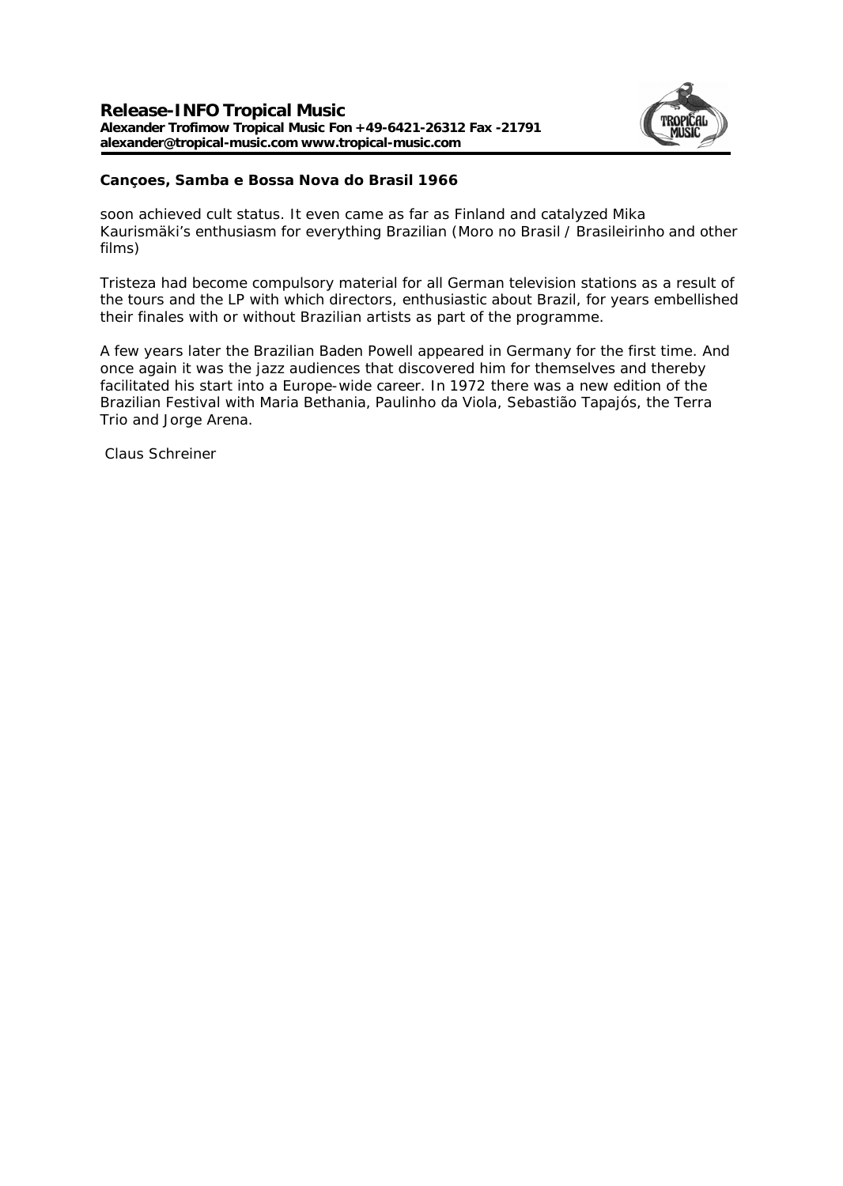**Cançoes, Samba e Bossa Nova do Brasil 1966**

soon achieved cult status. It even came as far as Finland and catalyzed Mika Kaurismäki's enthusiasm for everything Brazilian (*Moro no Brasil / Brasileirinho* and other films)

Tristeza had become compulsory material for all German television stations as a result of the tours and the LP with which directors, enthusiastic about Brazil, for years embellished their finales with or without Brazilian artists as part of the programme.

A few years later the Brazilian Baden Powell appeared in Germany for the first time. And once again it was the jazz audiences that discovered him for themselves and thereby facilitated his start into a Europe-wide career. In 1972 there was a new edition of the Brazilian Festival with Maria Bethania, Paulinho da Viola, Sebastião Tapajós, the Terra Trio and Jorge Arena.

Claus Schreiner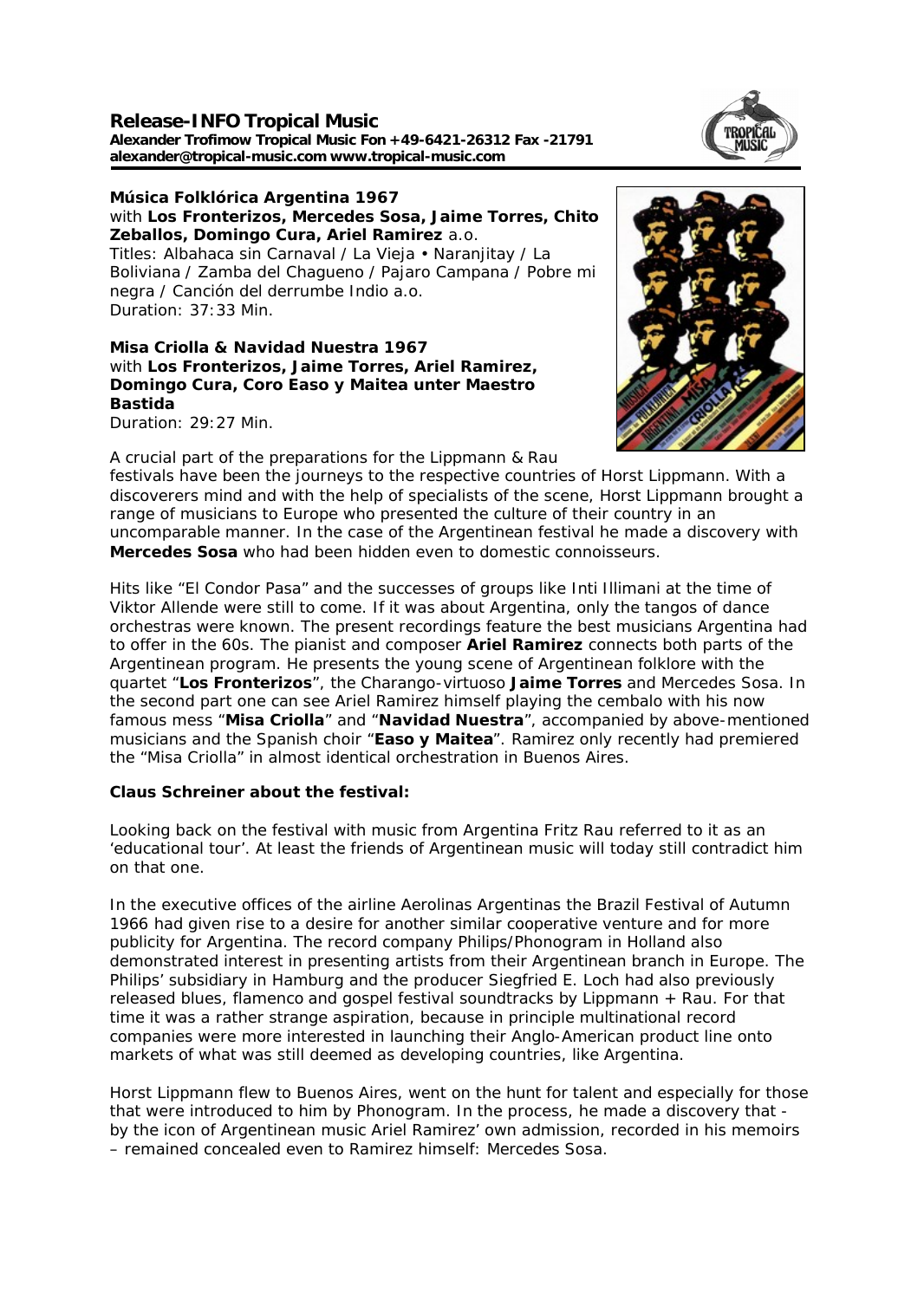# Release-INFO Tropical Music

**Alexander Trofimow Tropical Music Fon +49-6421-26312 Fax -21791**
**alexander@tropical-music.com www.tropical-music.com**

**Música Folklórica Argentina 1967**
with **Los Fronterizos, Mercedes Sosa, Jaime Torres, Chito Zeballos, Domingo Cura, Ariel Ramirez** a.o.
Titles: Albahaca sin Carnaval / La Vieja • Naranjitay / La Boliviana / Zamba del Chagueno / Pajaro Campana / Pobre mi negra / Canción del derrumbe Indio a.o.
Duration: 37:33 Min.

**Misa Criolla & Navidad Nuestra 1967**
with **Los Fronterizos, Jaime Torres, Ariel Ramirez, Domingo Cura, Coro Easo y Maitea unter Maestro Bastida**
Duration: 29:27 Min.

A crucial part of the preparations for the Lippmann & Rau festivals have been the journeys to the respective countries of Horst Lippmann. With a discoverers mind and with the help of specialists of the scene, Horst Lippmann brought a range of musicians to Europe who presented the culture of their country in an uncomparable manner. In the case of the Argentinean festival he made a discovery with **Mercedes Sosa** who had been hidden even to domestic connoisseurs.

Hits like "El Condor Pasa" and the successes of groups like Inti Illimani at the time of Viktor Allende were still to come. If it was about Argentina, only the tangos of dance orchestras were known. The present recordings feature the best musicians Argentina had to offer in the 60s. The pianist and composer **Ariel Ramirez** connects both parts of the Argentinean program. He presents the young scene of Argentinean folklore with the quartet "**Los Fronterizos**", the Charango-virtuoso **Jaime Torres** and Mercedes Sosa. In the second part one can see Ariel Ramirez himself playing the cembalo with his now famous mess "**Misa Criolla**" and "**Navidad Nuestra**", accompanied by above-mentioned musicians and the Spanish choir "**Easo y Maitea**". Ramirez only recently had premiered the "Misa Criolla" in almost identical orchestration in Buenos Aires.

**Claus Schreiner about the festival:**

Looking back on the festival with music from Argentina Fritz Rau referred to it as an 'educational tour'. At least the friends of Argentinean music will today still contradict him on that one.

In the executive offices of the airline Aerolinas Argentinas the Brazil Festival of Autumn 1966 had given rise to a desire for another similar cooperative venture and for more publicity for Argentina. The record company Philips/Phonogram in Holland also demonstrated interest in presenting artists from their Argentinean branch in Europe. The Philips' subsidiary in Hamburg and the producer Siegfried E. Loch had also previously released blues, flamenco and gospel festival soundtracks by Lippmann + Rau. For that time it was a rather strange aspiration, because in principle multinational record companies were more interested in launching their Anglo-American product line onto markets of what was still deemed as developing countries, like Argentina.

Horst Lippmann flew to Buenos Aires, went on the hunt for talent and especially for those that were introduced to him by Phonogram. In the process, he made a discovery that - by the icon of Argentinean music Ariel Ramirez' own admission, recorded in his memoirs – remained concealed even to Ramirez himself: Mercedes Sosa.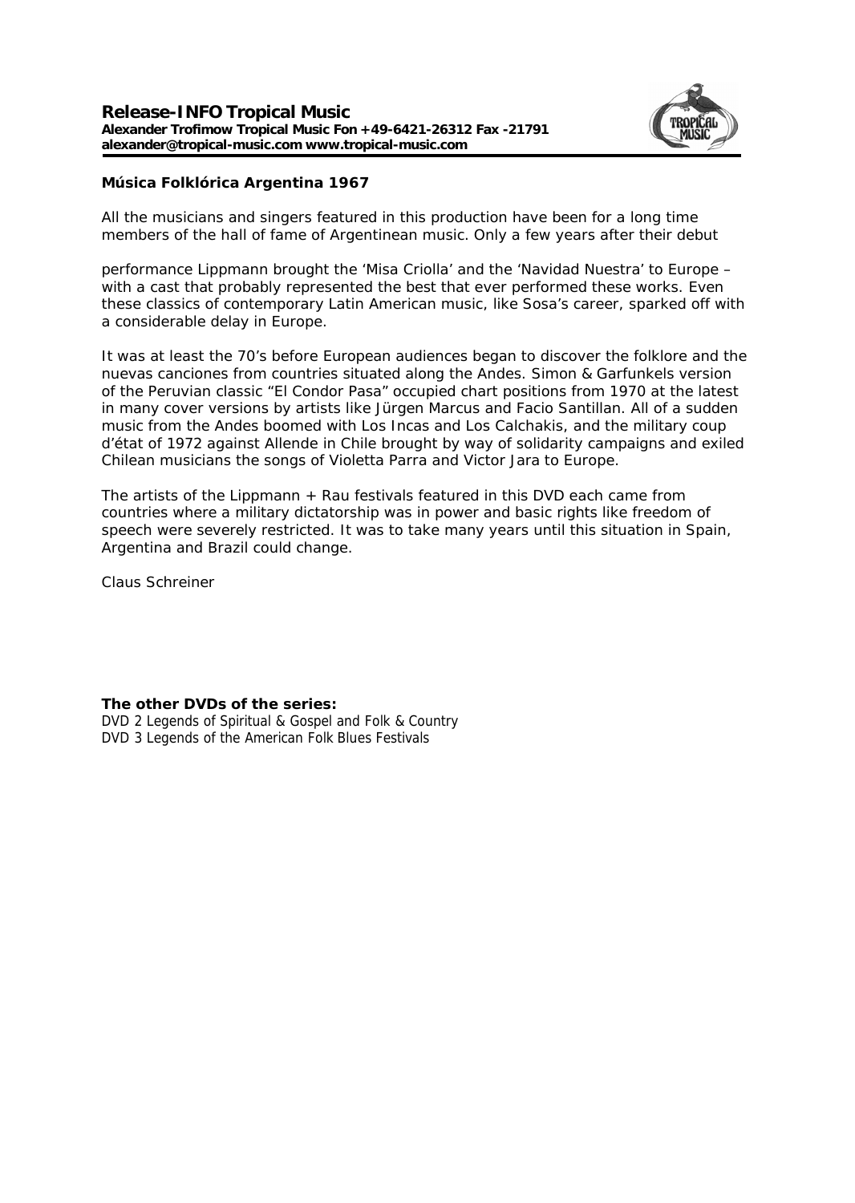**Release-INFO Tropical Music**
**Alexander Trofimow Tropical Music Fon +49-6421-26312 Fax -21791**
**alexander@tropical-music.com www.tropical-music.com**

**Música Folklórica Argentina 1967**

All the musicians and singers featured in this production have been for a long time members of the hall of fame of Argentinean music. Only a few years after their debut

performance Lippmann brought the 'Misa Criolla' and the 'Navidad Nuestra' to Europe – with a cast that probably represented the best that ever performed these works. Even these classics of contemporary Latin American music, like Sosa's career, sparked off with a considerable delay in Europe.

It was at least the 70's before European audiences began to discover the folklore and the nuevas canciones from countries situated along the Andes. Simon & Garfunkels version of the Peruvian classic "El Condor Pasa" occupied chart positions from 1970 at the latest in many cover versions by artists like Jürgen Marcus and Facio Santillan. All of a sudden music from the Andes boomed with Los Incas and Los Calchakis, and the military coup d'état of 1972 against Allende in Chile brought by way of solidarity campaigns and exiled Chilean musicians the songs of Violetta Parra and Victor Jara to Europe.

The artists of the Lippmann + Rau festivals featured in this DVD each came from countries where a military dictatorship was in power and basic rights like freedom of speech were severely restricted. It was to take many years until this situation in Spain, Argentina and Brazil could change.

Claus Schreiner

**The other DVDs of the series:**
DVD 2 Legends of Spiritual & Gospel and Folk & Country
DVD 3 Legends of the American Folk Blues Festivals